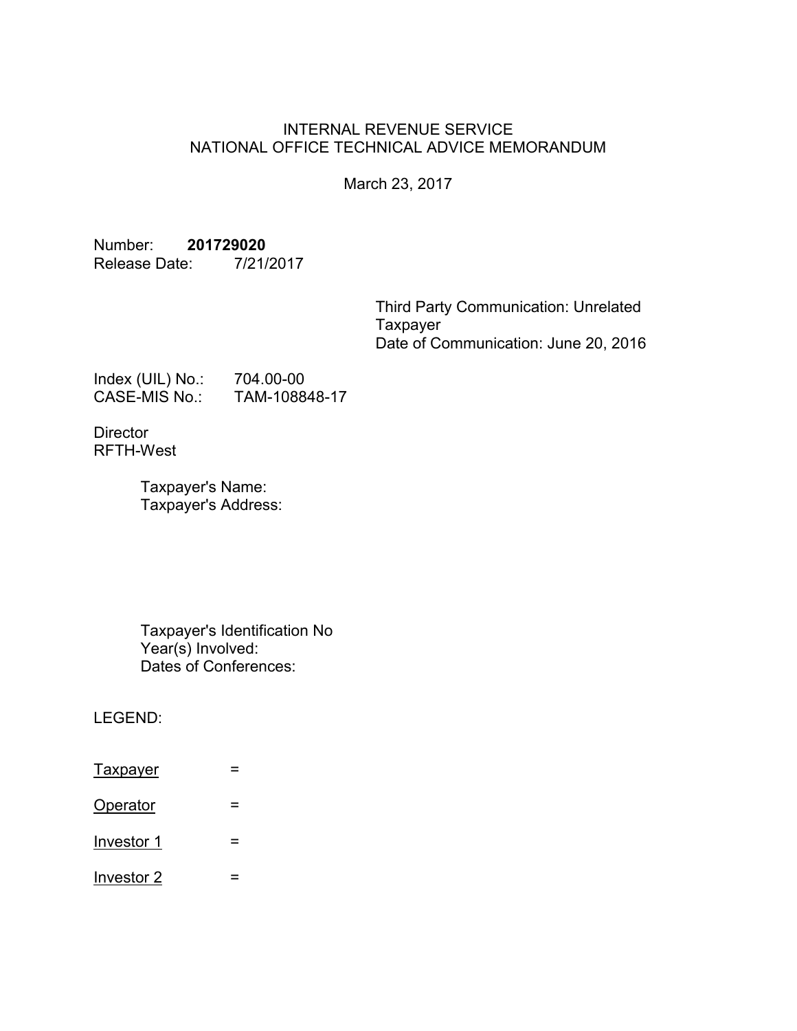INTERNAL REVENUE SERVICE
NATIONAL OFFICE TECHNICAL ADVICE MEMORANDUM

March 23, 2017

Number: **201729020**
Release Date: 7/21/2017

Third Party Communication: Unrelated Taxpayer
Date of Communication: June 20, 2016

Index (UIL) No.: 704.00-00
CASE-MIS No.: TAM-108848-17

Director
RFTH-West

Taxpayer's Name:
Taxpayer's Address:

Taxpayer's Identification No
Year(s) Involved:
Dates of Conferences:

LEGEND:

Taxpayer =

Operator =

Investor 1 =

Investor 2 =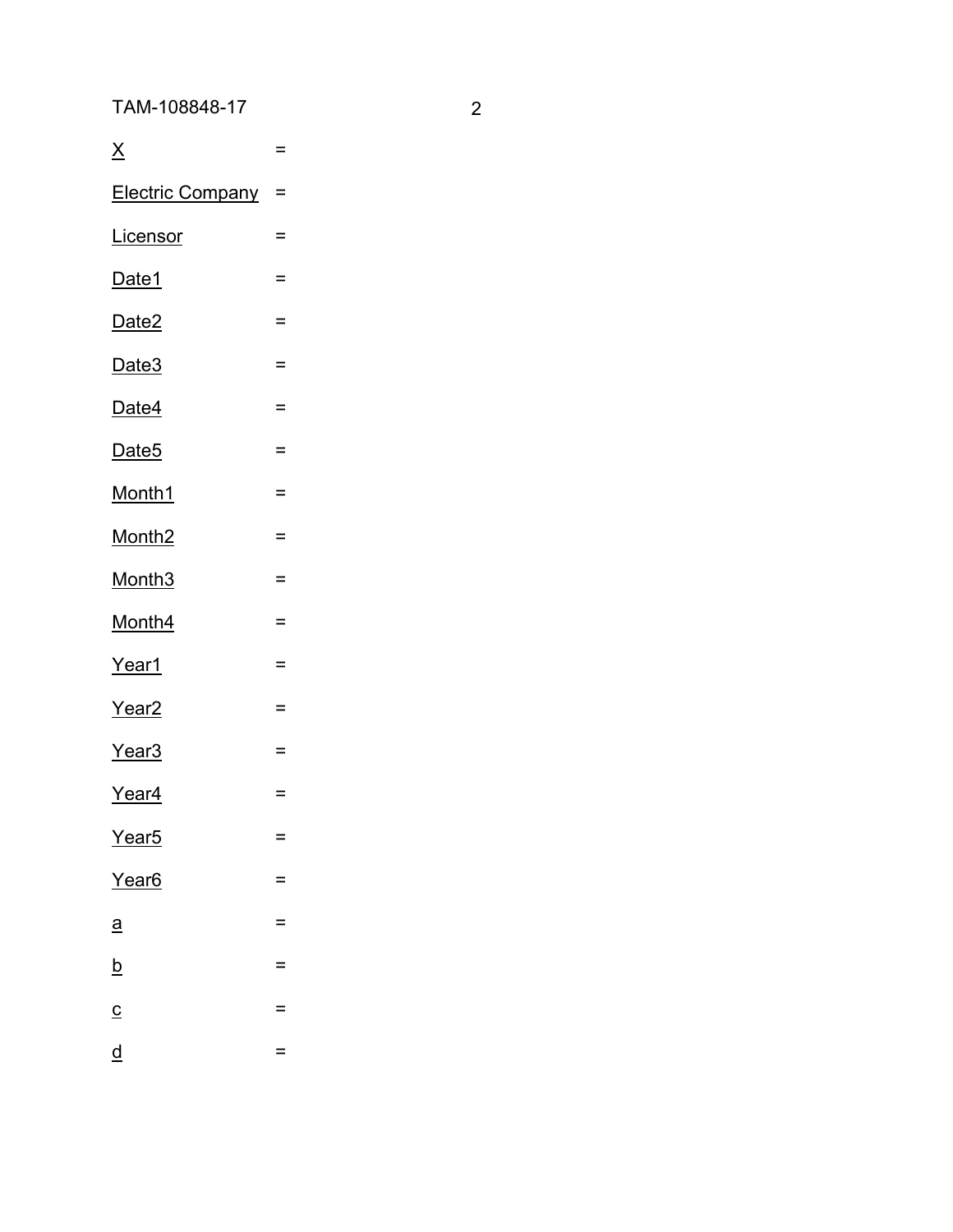TAM-108848-17

X =

Electric Company =

Licensor =

Date1 =

Date2 =

Date3 =

Date4 =

Date5 =

Month1 =

Month2 =

Month3 =

Month4 =

Year1 =

Year2 =

Year3 =

Year4 =

Year5 =

Year6 =

a =

b =

c =

d =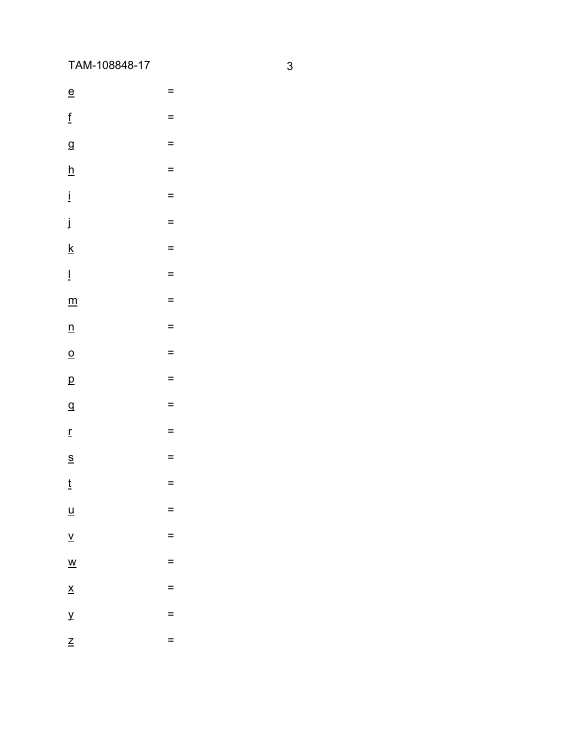e =

f =

g =

h =

i =

j =

k =

l =

m =

n =

o =

p =

q =

r =

s =

t =

u =

v =

w =

x =

y =

z =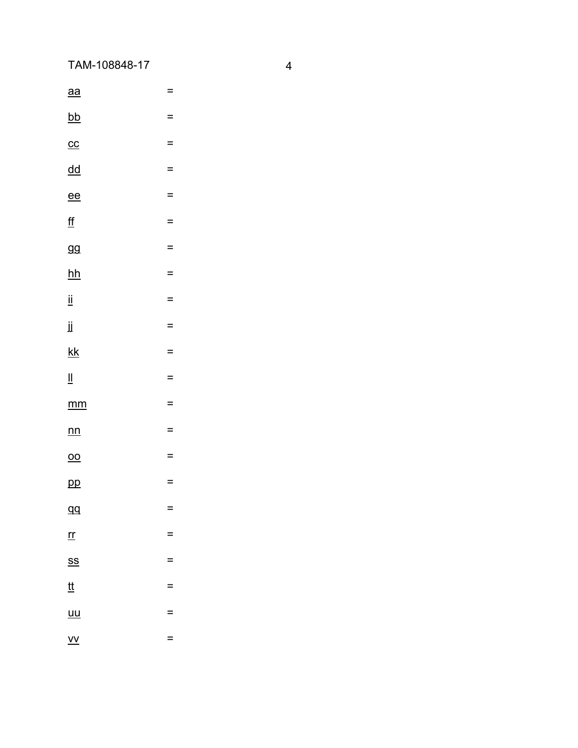<u>aa</u> =

<u>bb</u> =

<u>cc</u> =

<u>dd</u> =

<u>ee</u> =

<u>ff</u> =

<u>gg</u> =

<u>hh</u> =

<u>ii</u> =

<u>jj</u> =

<u>kk</u> =

<u>ll</u> =

<u>mm</u> =

<u>nn</u> =

<u>oo</u> =

<u>pp</u> =

<u>qq</u> =

<u>rr</u> =

<u>ss</u> =

<u>tt</u> =

<u>uu</u> =

<u>vv</u> =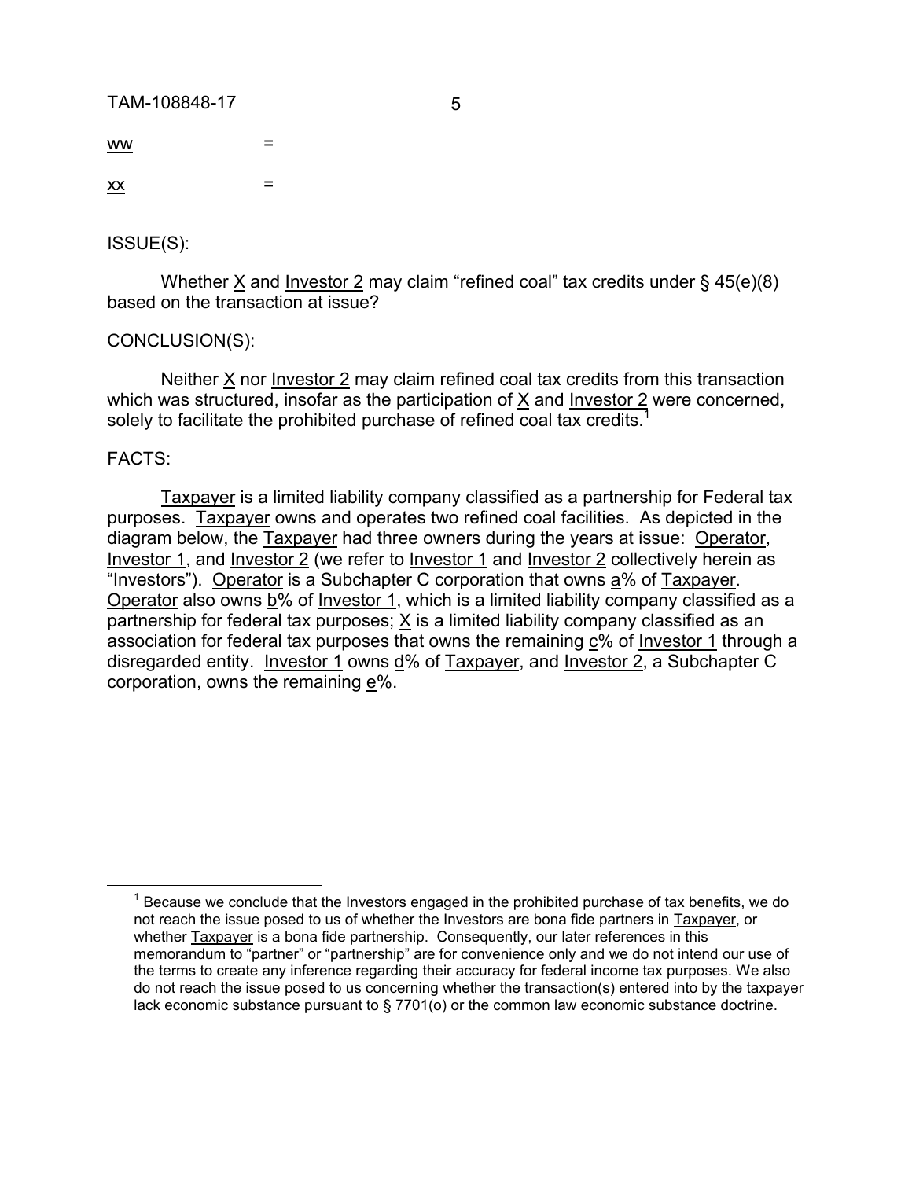ww =

xx =

ISSUE(S):

Whether X and Investor 2 may claim "refined coal" tax credits under § 45(e)(8) based on the transaction at issue?

CONCLUSION(S):

Neither X nor Investor 2 may claim refined coal tax credits from this transaction which was structured, insofar as the participation of X and Investor 2 were concerned, solely to facilitate the prohibited purchase of refined coal tax credits.[1]

FACTS:

Taxpayer is a limited liability company classified as a partnership for Federal tax purposes. Taxpayer owns and operates two refined coal facilities. As depicted in the diagram below, the Taxpayer had three owners during the years at issue: Operator, Investor 1, and Investor 2 (we refer to Investor 1 and Investor 2 collectively herein as "Investors"). Operator is a Subchapter C corporation that owns a% of Taxpayer. Operator also owns b% of Investor 1, which is a limited liability company classified as a partnership for federal tax purposes; X is a limited liability company classified as an association for federal tax purposes that owns the remaining c% of Investor 1 through a disregarded entity. Investor 1 owns d% of Taxpayer, and Investor 2, a Subchapter C corporation, owns the remaining e%.

[1] Because we conclude that the Investors engaged in the prohibited purchase of tax benefits, we do not reach the issue posed to us of whether the Investors are bona fide partners in Taxpayer, or whether Taxpayer is a bona fide partnership. Consequently, our later references in this memorandum to "partner" or "partnership" are for convenience only and we do not intend our use of the terms to create any inference regarding their accuracy for federal income tax purposes. We also do not reach the issue posed to us concerning whether the transaction(s) entered into by the taxpayer lack economic substance pursuant to § 7701(o) or the common law economic substance doctrine.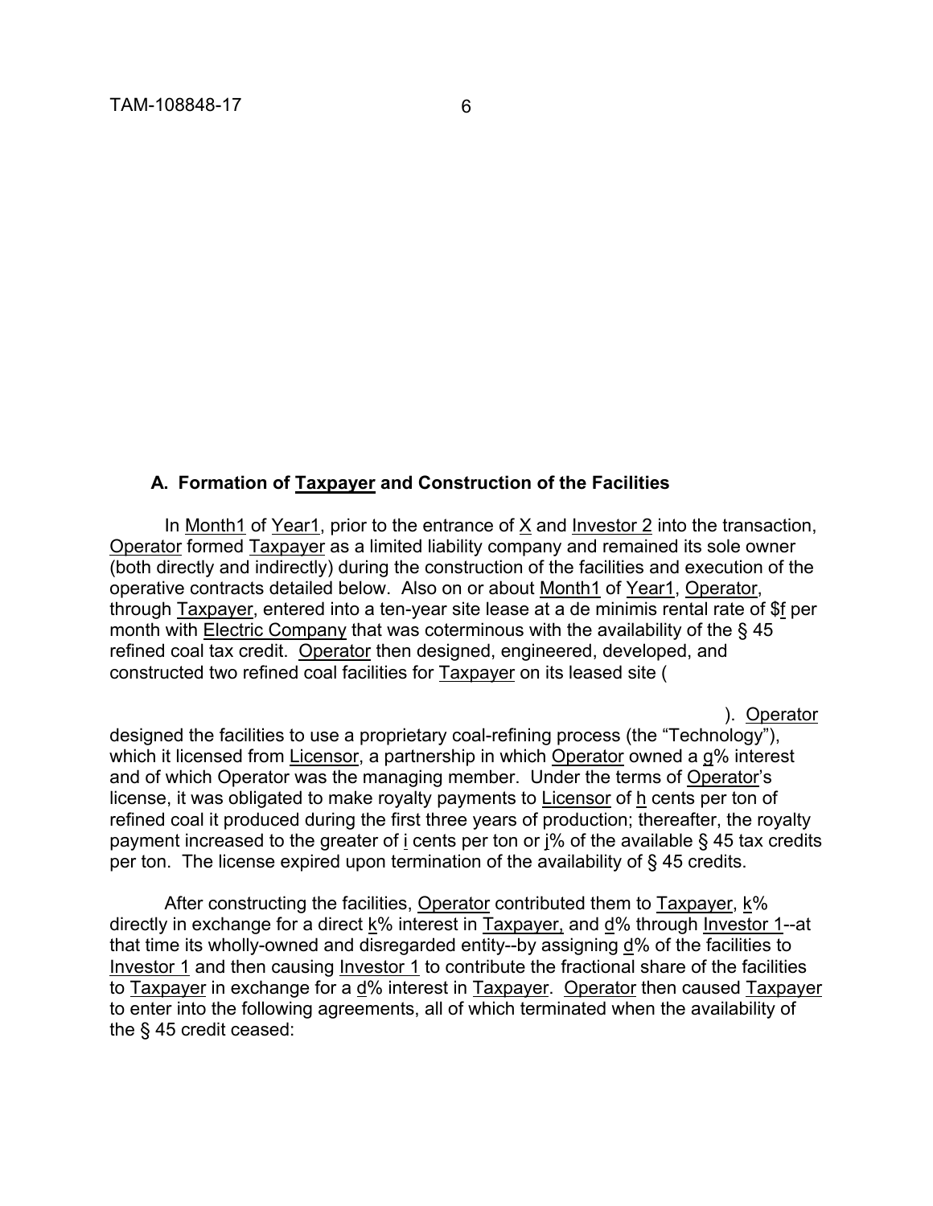### A. Formation of Taxpayer and Construction of the Facilities

In Month1 of Year1, prior to the entrance of X and Investor 2 into the transaction, Operator formed Taxpayer as a limited liability company and remained its sole owner (both directly and indirectly) during the construction of the facilities and execution of the operative contracts detailed below. Also on or about Month1 of Year1, Operator, through Taxpayer, entered into a ten-year site lease at a de minimis rental rate of $f per month with Electric Company that was coterminous with the availability of the § 45 refined coal tax credit. Operator then designed, engineered, developed, and constructed two refined coal facilities for Taxpayer on its leased site (

). Operator designed the facilities to use a proprietary coal-refining process (the "Technology"), which it licensed from Licensor, a partnership in which Operator owned a g% interest and of which Operator was the managing member. Under the terms of Operator's license, it was obligated to make royalty payments to Licensor of h cents per ton of refined coal it produced during the first three years of production; thereafter, the royalty payment increased to the greater of i cents per ton or j% of the available § 45 tax credits per ton. The license expired upon termination of the availability of § 45 credits.

After constructing the facilities, Operator contributed them to Taxpayer, k% directly in exchange for a direct k% interest in Taxpayer, and d% through Investor 1--at that time its wholly-owned and disregarded entity--by assigning d% of the facilities to Investor 1 and then causing Investor 1 to contribute the fractional share of the facilities to Taxpayer in exchange for a d% interest in Taxpayer. Operator then caused Taxpayer to enter into the following agreements, all of which terminated when the availability of the § 45 credit ceased: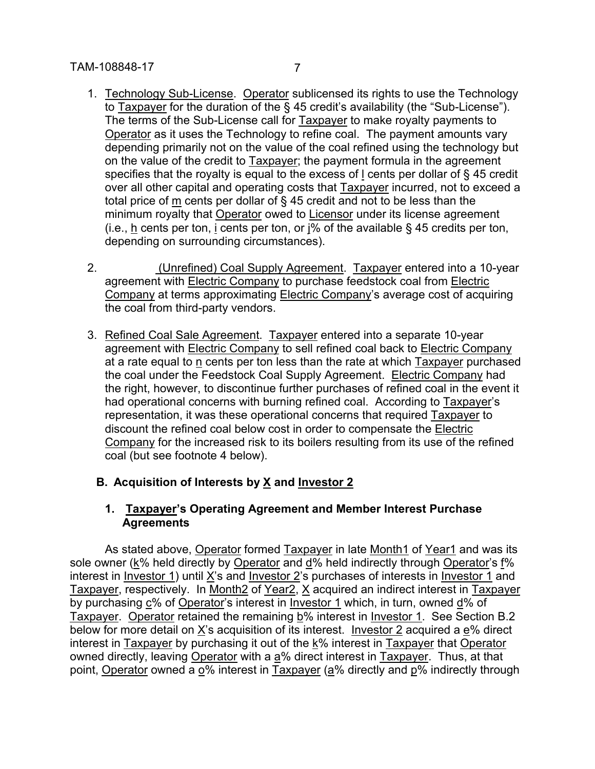1. Technology Sub-License. Operator sublicensed its rights to use the Technology to Taxpayer for the duration of the § 45 credit's availability (the "Sub-License"). The terms of the Sub-License call for Taxpayer to make royalty payments to Operator as it uses the Technology to refine coal. The payment amounts vary depending primarily not on the value of the coal refined using the technology but on the value of the credit to Taxpayer; the payment formula in the agreement specifies that the royalty is equal to the excess of l cents per dollar of § 45 credit over all other capital and operating costs that Taxpayer incurred, not to exceed a total price of m cents per dollar of § 45 credit and not to be less than the minimum royalty that Operator owed to Licensor under its license agreement (i.e., h cents per ton, i cents per ton, or j% of the available § 45 credits per ton, depending on surrounding circumstances).

2. (Unrefined) Coal Supply Agreement. Taxpayer entered into a 10-year agreement with Electric Company to purchase feedstock coal from Electric Company at terms approximating Electric Company's average cost of acquiring the coal from third-party vendors.

3. Refined Coal Sale Agreement. Taxpayer entered into a separate 10-year agreement with Electric Company to sell refined coal back to Electric Company at a rate equal to n cents per ton less than the rate at which Taxpayer purchased the coal under the Feedstock Coal Supply Agreement. Electric Company had the right, however, to discontinue further purchases of refined coal in the event it had operational concerns with burning refined coal. According to Taxpayer's representation, it was these operational concerns that required Taxpayer to discount the refined coal below cost in order to compensate the Electric Company for the increased risk to its boilers resulting from its use of the refined coal (but see footnote 4 below).

### B. Acquisition of Interests by X and Investor 2

#### 1. Taxpayer's Operating Agreement and Member Interest Purchase Agreements

As stated above, Operator formed Taxpayer in late Month1 of Year1 and was its sole owner (k% held directly by Operator and d% held indirectly through Operator's f% interest in Investor 1) until X's and Investor 2's purchases of interests in Investor 1 and Taxpayer, respectively. In Month2 of Year2, X acquired an indirect interest in Taxpayer by purchasing c% of Operator's interest in Investor 1 which, in turn, owned d% of Taxpayer. Operator retained the remaining b% interest in Investor 1. See Section B.2 below for more detail on X's acquisition of its interest. Investor 2 acquired a e% direct interest in Taxpayer by purchasing it out of the k% interest in Taxpayer that Operator owned directly, leaving Operator with a a% direct interest in Taxpayer. Thus, at that point, Operator owned a o% interest in Taxpayer (a% directly and p% indirectly through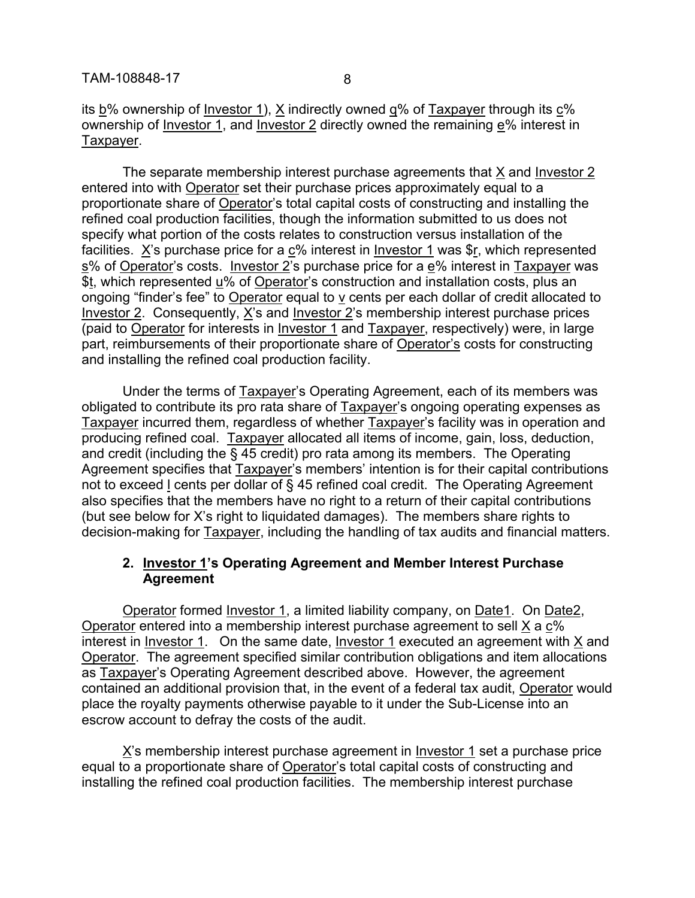its b% ownership of Investor 1), X indirectly owned q% of Taxpayer through its c% ownership of Investor 1, and Investor 2 directly owned the remaining e% interest in Taxpayer.

The separate membership interest purchase agreements that X and Investor 2 entered into with Operator set their purchase prices approximately equal to a proportionate share of Operator's total capital costs of constructing and installing the refined coal production facilities, though the information submitted to us does not specify what portion of the costs relates to construction versus installation of the facilities. X's purchase price for a c% interest in Investor 1 was $r, which represented s% of Operator's costs. Investor 2's purchase price for a e% interest in Taxpayer was $t, which represented u% of Operator's construction and installation costs, plus an ongoing "finder's fee" to Operator equal to v cents per each dollar of credit allocated to Investor 2. Consequently, X's and Investor 2's membership interest purchase prices (paid to Operator for interests in Investor 1 and Taxpayer, respectively) were, in large part, reimbursements of their proportionate share of Operator's costs for constructing and installing the refined coal production facility.

Under the terms of Taxpayer's Operating Agreement, each of its members was obligated to contribute its pro rata share of Taxpayer's ongoing operating expenses as Taxpayer incurred them, regardless of whether Taxpayer's facility was in operation and producing refined coal. Taxpayer allocated all items of income, gain, loss, deduction, and credit (including the § 45 credit) pro rata among its members. The Operating Agreement specifies that Taxpayer's members' intention is for their capital contributions not to exceed I cents per dollar of § 45 refined coal credit. The Operating Agreement also specifies that the members have no right to a return of their capital contributions (but see below for X's right to liquidated damages). The members share rights to decision-making for Taxpayer, including the handling of tax audits and financial matters.

### 2. Investor 1's Operating Agreement and Member Interest Purchase Agreement

Operator formed Investor 1, a limited liability company, on Date1. On Date2, Operator entered into a membership interest purchase agreement to sell X a c% interest in Investor 1. On the same date, Investor 1 executed an agreement with X and Operator. The agreement specified similar contribution obligations and item allocations as Taxpayer's Operating Agreement described above. However, the agreement contained an additional provision that, in the event of a federal tax audit, Operator would place the royalty payments otherwise payable to it under the Sub-License into an escrow account to defray the costs of the audit.

X's membership interest purchase agreement in Investor 1 set a purchase price equal to a proportionate share of Operator's total capital costs of constructing and installing the refined coal production facilities. The membership interest purchase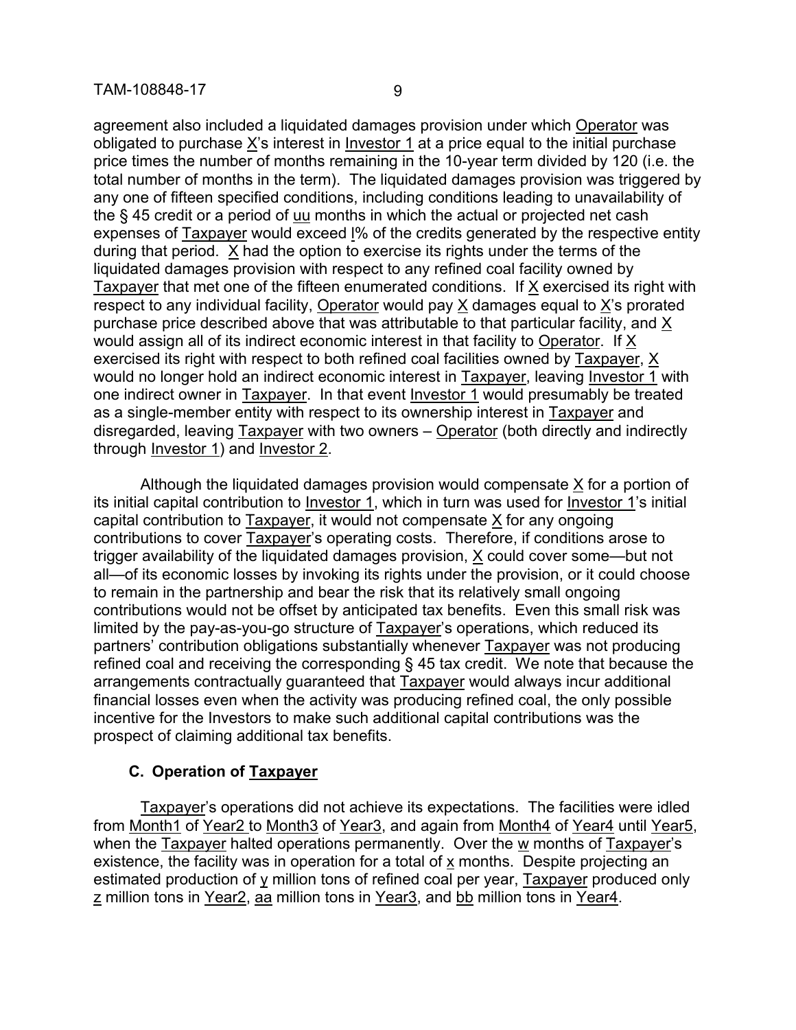agreement also included a liquidated damages provision under which Operator was obligated to purchase X's interest in Investor 1 at a price equal to the initial purchase price times the number of months remaining in the 10-year term divided by 120 (i.e. the total number of months in the term). The liquidated damages provision was triggered by any one of fifteen specified conditions, including conditions leading to unavailability of the § 45 credit or a period of uu months in which the actual or projected net cash expenses of Taxpayer would exceed l% of the credits generated by the respective entity during that period. X had the option to exercise its rights under the terms of the liquidated damages provision with respect to any refined coal facility owned by Taxpayer that met one of the fifteen enumerated conditions. If X exercised its right with respect to any individual facility, Operator would pay X damages equal to X's prorated purchase price described above that was attributable to that particular facility, and X would assign all of its indirect economic interest in that facility to Operator. If X exercised its right with respect to both refined coal facilities owned by Taxpayer, X would no longer hold an indirect economic interest in Taxpayer, leaving Investor 1 with one indirect owner in Taxpayer. In that event Investor 1 would presumably be treated as a single-member entity with respect to its ownership interest in Taxpayer and disregarded, leaving Taxpayer with two owners – Operator (both directly and indirectly through Investor 1) and Investor 2.

Although the liquidated damages provision would compensate X for a portion of its initial capital contribution to Investor 1, which in turn was used for Investor 1's initial capital contribution to Taxpayer, it would not compensate X for any ongoing contributions to cover Taxpayer's operating costs. Therefore, if conditions arose to trigger availability of the liquidated damages provision, X could cover some—but not all—of its economic losses by invoking its rights under the provision, or it could choose to remain in the partnership and bear the risk that its relatively small ongoing contributions would not be offset by anticipated tax benefits. Even this small risk was limited by the pay-as-you-go structure of Taxpayer's operations, which reduced its partners' contribution obligations substantially whenever Taxpayer was not producing refined coal and receiving the corresponding § 45 tax credit. We note that because the arrangements contractually guaranteed that Taxpayer would always incur additional financial losses even when the activity was producing refined coal, the only possible incentive for the Investors to make such additional capital contributions was the prospect of claiming additional tax benefits.

### C. Operation of Taxpayer

Taxpayer's operations did not achieve its expectations. The facilities were idled from Month1 of Year2 to Month3 of Year3, and again from Month4 of Year4 until Year5, when the Taxpayer halted operations permanently. Over the w months of Taxpayer's existence, the facility was in operation for a total of x months. Despite projecting an estimated production of y million tons of refined coal per year, Taxpayer produced only z million tons in Year2, aa million tons in Year3, and bb million tons in Year4.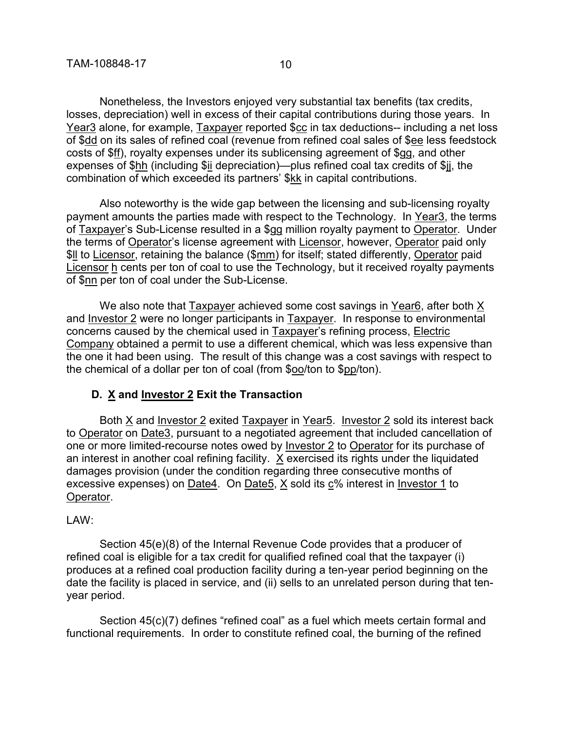Nonetheless, the Investors enjoyed very substantial tax benefits (tax credits, losses, depreciation) well in excess of their capital contributions during those years. In Year3 alone, for example, Taxpayer reported $cc in tax deductions-- including a net loss of $dd on its sales of refined coal (revenue from refined coal sales of $ee less feedstock costs of $ff), royalty expenses under its sublicensing agreement of $gg, and other expenses of $hh (including $ii depreciation)—plus refined coal tax credits of $jj, the combination of which exceeded its partners' $kk in capital contributions.

Also noteworthy is the wide gap between the licensing and sub-licensing royalty payment amounts the parties made with respect to the Technology. In Year3, the terms of Taxpayer's Sub-License resulted in a $gg million royalty payment to Operator. Under the terms of Operator's license agreement with Licensor, however, Operator paid only $ll to Licensor, retaining the balance ($mm) for itself; stated differently, Operator paid Licensor h cents per ton of coal to use the Technology, but it received royalty payments of $nn per ton of coal under the Sub-License.

We also note that Taxpayer achieved some cost savings in Year6, after both X and Investor 2 were no longer participants in Taxpayer. In response to environmental concerns caused by the chemical used in Taxpayer's refining process, Electric Company obtained a permit to use a different chemical, which was less expensive than the one it had been using. The result of this change was a cost savings with respect to the chemical of a dollar per ton of coal (from $oo/ton to $pp/ton).

### D. X and Investor 2 Exit the Transaction

Both X and Investor 2 exited Taxpayer in Year5. Investor 2 sold its interest back to Operator on Date3, pursuant to a negotiated agreement that included cancellation of one or more limited-recourse notes owed by Investor 2 to Operator for its purchase of an interest in another coal refining facility. X exercised its rights under the liquidated damages provision (under the condition regarding three consecutive months of excessive expenses) on Date4. On Date5, X sold its c% interest in Investor 1 to Operator.

LAW:

Section 45(e)(8) of the Internal Revenue Code provides that a producer of refined coal is eligible for a tax credit for qualified refined coal that the taxpayer (i) produces at a refined coal production facility during a ten-year period beginning on the date the facility is placed in service, and (ii) sells to an unrelated person during that ten-year period.

Section 45(c)(7) defines "refined coal" as a fuel which meets certain formal and functional requirements. In order to constitute refined coal, the burning of the refined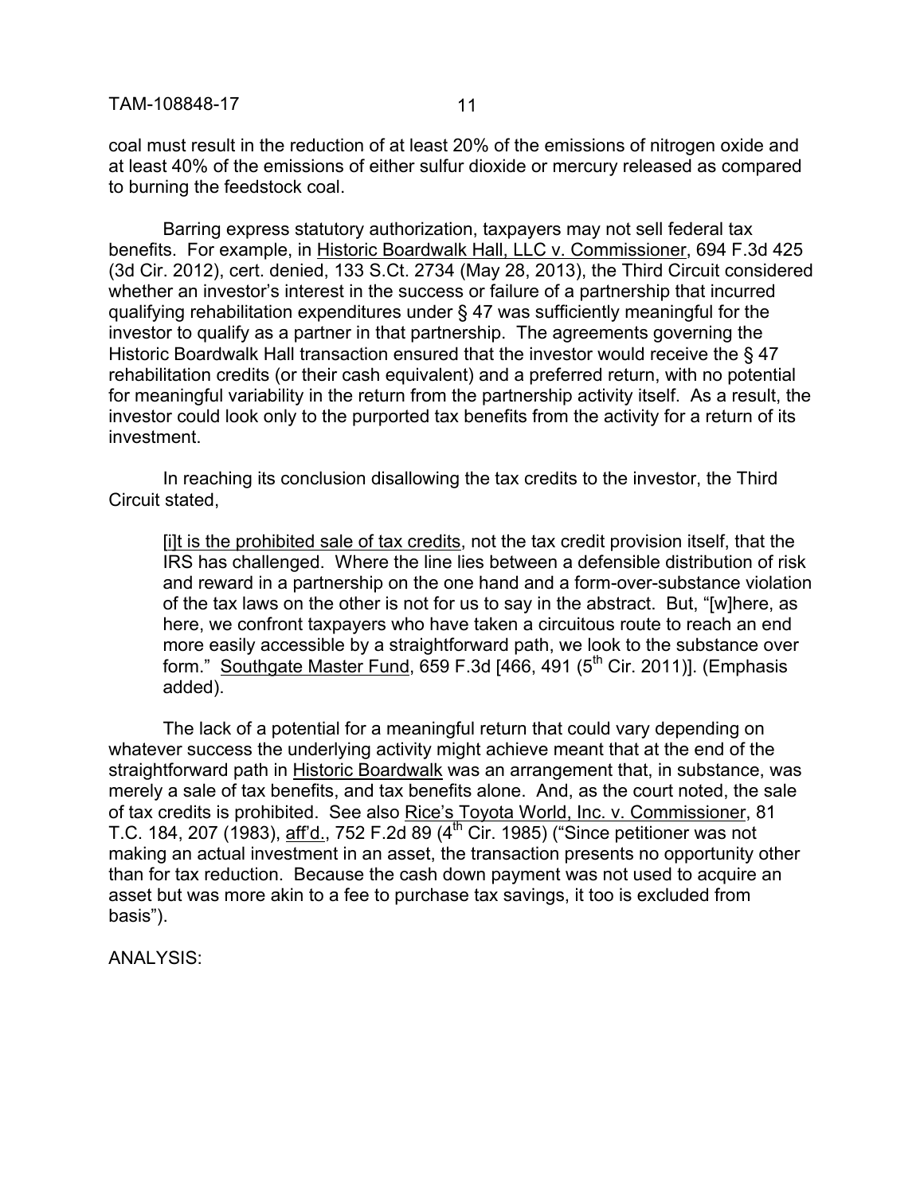coal must result in the reduction of at least 20% of the emissions of nitrogen oxide and at least 40% of the emissions of either sulfur dioxide or mercury released as compared to burning the feedstock coal.

Barring express statutory authorization, taxpayers may not sell federal tax benefits. For example, in Historic Boardwalk Hall, LLC v. Commissioner, 694 F.3d 425 (3d Cir. 2012), cert. denied, 133 S.Ct. 2734 (May 28, 2013), the Third Circuit considered whether an investor's interest in the success or failure of a partnership that incurred qualifying rehabilitation expenditures under § 47 was sufficiently meaningful for the investor to qualify as a partner in that partnership. The agreements governing the Historic Boardwalk Hall transaction ensured that the investor would receive the § 47 rehabilitation credits (or their cash equivalent) and a preferred return, with no potential for meaningful variability in the return from the partnership activity itself. As a result, the investor could look only to the purported tax benefits from the activity for a return of its investment.

In reaching its conclusion disallowing the tax credits to the investor, the Third Circuit stated,

> [i]t is the prohibited sale of tax credits, not the tax credit provision itself, that the IRS has challenged. Where the line lies between a defensible distribution of risk and reward in a partnership on the one hand and a form-over-substance violation of the tax laws on the other is not for us to say in the abstract. But, "[w]here, as here, we confront taxpayers who have taken a circuitous route to reach an end more easily accessible by a straightforward path, we look to the substance over form." Southgate Master Fund, 659 F.3d [466, 491 (5th Cir. 2011)]. (Emphasis added).

The lack of a potential for a meaningful return that could vary depending on whatever success the underlying activity might achieve meant that at the end of the straightforward path in Historic Boardwalk was an arrangement that, in substance, was merely a sale of tax benefits, and tax benefits alone. And, as the court noted, the sale of tax credits is prohibited. See also Rice's Toyota World, Inc. v. Commissioner, 81 T.C. 184, 207 (1983), aff'd., 752 F.2d 89 (4th Cir. 1985) ("Since petitioner was not making an actual investment in an asset, the transaction presents no opportunity other than for tax reduction. Because the cash down payment was not used to acquire an asset but was more akin to a fee to purchase tax savings, it too is excluded from basis").

ANALYSIS: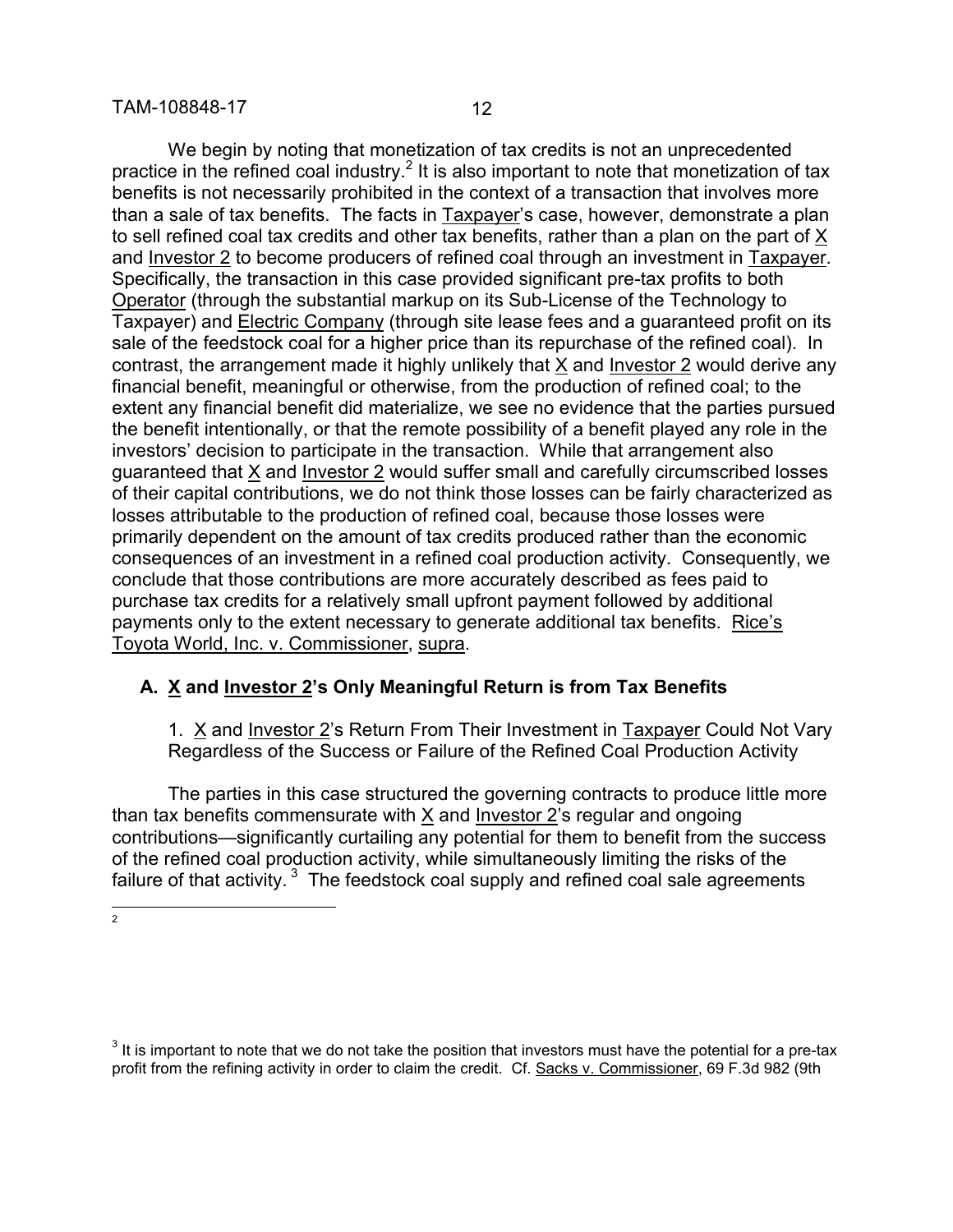We begin by noting that monetization of tax credits is not an unprecedented practice in the refined coal industry.[2] It is also important to note that monetization of tax benefits is not necessarily prohibited in the context of a transaction that involves more than a sale of tax benefits. The facts in Taxpayer's case, however, demonstrate a plan to sell refined coal tax credits and other tax benefits, rather than a plan on the part of X and Investor 2 to become producers of refined coal through an investment in Taxpayer. Specifically, the transaction in this case provided significant pre-tax profits to both Operator (through the substantial markup on its Sub-License of the Technology to Taxpayer) and Electric Company (through site lease fees and a guaranteed profit on its sale of the feedstock coal for a higher price than its repurchase of the refined coal). In contrast, the arrangement made it highly unlikely that X and Investor 2 would derive any financial benefit, meaningful or otherwise, from the production of refined coal; to the extent any financial benefit did materialize, we see no evidence that the parties pursued the benefit intentionally, or that the remote possibility of a benefit played any role in the investors' decision to participate in the transaction. While that arrangement also guaranteed that X and Investor 2 would suffer small and carefully circumscribed losses of their capital contributions, we do not think those losses can be fairly characterized as losses attributable to the production of refined coal, because those losses were primarily dependent on the amount of tax credits produced rather than the economic consequences of an investment in a refined coal production activity. Consequently, we conclude that those contributions are more accurately described as fees paid to purchase tax credits for a relatively small upfront payment followed by additional payments only to the extent necessary to generate additional tax benefits. Rice's Toyota World, Inc. v. Commissioner, supra.

### A. X and Investor 2's Only Meaningful Return is from Tax Benefits

1. X and Investor 2's Return From Their Investment in Taxpayer Could Not Vary Regardless of the Success or Failure of the Refined Coal Production Activity

The parties in this case structured the governing contracts to produce little more than tax benefits commensurate with X and Investor 2's regular and ongoing contributions—significantly curtailing any potential for them to benefit from the success of the refined coal production activity, while simultaneously limiting the risks of the failure of that activity.[3] The feedstock coal supply and refined coal sale agreements

---

[2]

[3] It is important to note that we do not take the position that investors must have the potential for a pre-tax profit from the refining activity in order to claim the credit. Cf. Sacks v. Commissioner, 69 F.3d 982 (9th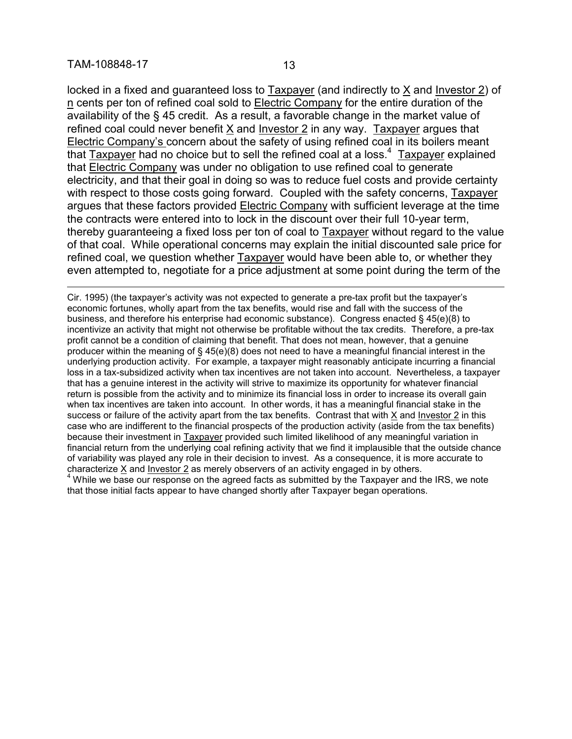locked in a fixed and guaranteed loss to Taxpayer (and indirectly to X and Investor 2) of n cents per ton of refined coal sold to Electric Company for the entire duration of the availability of the § 45 credit. As a result, a favorable change in the market value of refined coal could never benefit X and Investor 2 in any way. Taxpayer argues that Electric Company's concern about the safety of using refined coal in its boilers meant that Taxpayer had no choice but to sell the refined coal at a loss.[4] Taxpayer explained that Electric Company was under no obligation to use refined coal to generate electricity, and that their goal in doing so was to reduce fuel costs and provide certainty with respect to those costs going forward. Coupled with the safety concerns, Taxpayer argues that these factors provided Electric Company with sufficient leverage at the time the contracts were entered into to lock in the discount over their full 10-year term, thereby guaranteeing a fixed loss per ton of coal to Taxpayer without regard to the value of that coal. While operational concerns may explain the initial discounted sale price for refined coal, we question whether Taxpayer would have been able to, or whether they even attempted to, negotiate for a price adjustment at some point during the term of the

---

Cir. 1995) (the taxpayer's activity was not expected to generate a pre-tax profit but the taxpayer's economic fortunes, wholly apart from the tax benefits, would rise and fall with the success of the business, and therefore his enterprise had economic substance). Congress enacted § 45(e)(8) to incentivize an activity that might not otherwise be profitable without the tax credits. Therefore, a pre-tax profit cannot be a condition of claiming that benefit. That does not mean, however, that a genuine producer within the meaning of § 45(e)(8) does not need to have a meaningful financial interest in the underlying production activity. For example, a taxpayer might reasonably anticipate incurring a financial loss in a tax-subsidized activity when tax incentives are not taken into account. Nevertheless, a taxpayer that has a genuine interest in the activity will strive to maximize its opportunity for whatever financial return is possible from the activity and to minimize its financial loss in order to increase its overall gain when tax incentives are taken into account. In other words, it has a meaningful financial stake in the success or failure of the activity apart from the tax benefits. Contrast that with X and Investor 2 in this case who are indifferent to the financial prospects of the production activity (aside from the tax benefits) because their investment in Taxpayer provided such limited likelihood of any meaningful variation in financial return from the underlying coal refining activity that we find it implausible that the outside chance of variability was played any role in their decision to invest. As a consequence, it is more accurate to characterize X and Investor 2 as merely observers of an activity engaged in by others.

[4] While we base our response on the agreed facts as submitted by the Taxpayer and the IRS, we note that those initial facts appear to have changed shortly after Taxpayer began operations.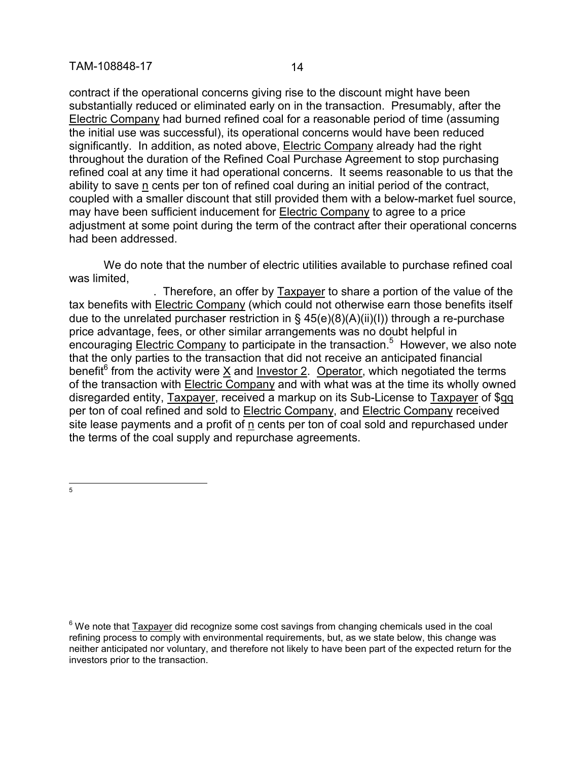contract if the operational concerns giving rise to the discount might have been substantially reduced or eliminated early on in the transaction. Presumably, after the Electric Company had burned refined coal for a reasonable period of time (assuming the initial use was successful), its operational concerns would have been reduced significantly. In addition, as noted above, Electric Company already had the right throughout the duration of the Refined Coal Purchase Agreement to stop purchasing refined coal at any time it had operational concerns. It seems reasonable to us that the ability to save n cents per ton of refined coal during an initial period of the contract, coupled with a smaller discount that still provided them with a below-market fuel source, may have been sufficient inducement for Electric Company to agree to a price adjustment at some point during the term of the contract after their operational concerns had been addressed.

We do note that the number of electric utilities available to purchase refined coal was limited, . Therefore, an offer by Taxpayer to share a portion of the value of the tax benefits with Electric Company (which could not otherwise earn those benefits itself due to the unrelated purchaser restriction in § 45(e)(8)(A)(ii)(I)) through a re-purchase price advantage, fees, or other similar arrangements was no doubt helpful in encouraging Electric Company to participate in the transaction.[5] However, we also note that the only parties to the transaction that did not receive an anticipated financial benefit[6] from the activity were X and Investor 2. Operator, which negotiated the terms of the transaction with Electric Company and with what was at the time its wholly owned disregarded entity, Taxpayer, received a markup on its Sub-License to Taxpayer of $qq per ton of coal refined and sold to Electric Company, and Electric Company received site lease payments and a profit of n cents per ton of coal sold and repurchased under the terms of the coal supply and repurchase agreements.

---

[5]

[6] We note that Taxpayer did recognize some cost savings from changing chemicals used in the coal refining process to comply with environmental requirements, but, as we state below, this change was neither anticipated nor voluntary, and therefore not likely to have been part of the expected return for the investors prior to the transaction.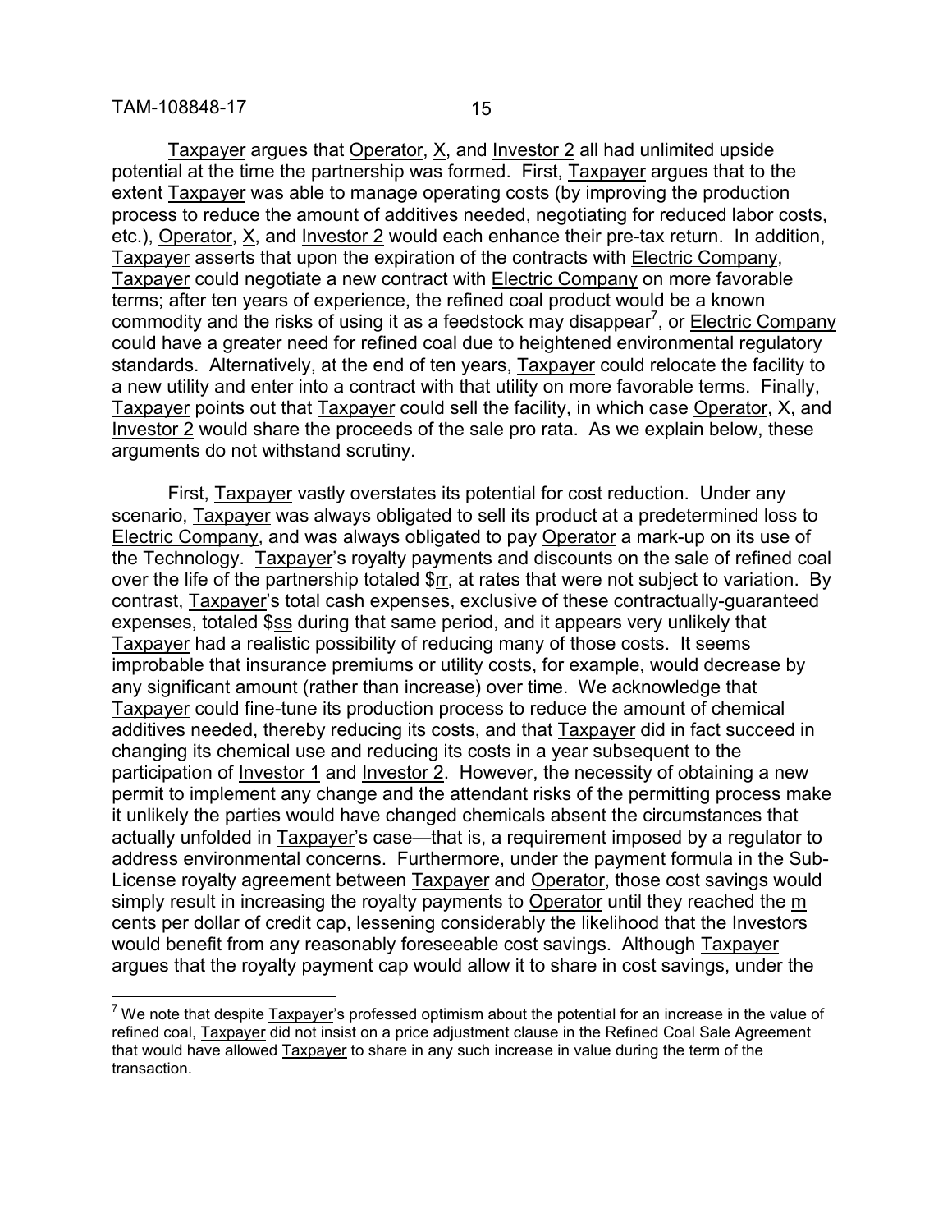Taxpayer argues that Operator, X, and Investor 2 all had unlimited upside potential at the time the partnership was formed. First, Taxpayer argues that to the extent Taxpayer was able to manage operating costs (by improving the production process to reduce the amount of additives needed, negotiating for reduced labor costs, etc.), Operator, X, and Investor 2 would each enhance their pre-tax return. In addition, Taxpayer asserts that upon the expiration of the contracts with Electric Company, Taxpayer could negotiate a new contract with Electric Company on more favorable terms; after ten years of experience, the refined coal product would be a known commodity and the risks of using it as a feedstock may disappear[7], or Electric Company could have a greater need for refined coal due to heightened environmental regulatory standards. Alternatively, at the end of ten years, Taxpayer could relocate the facility to a new utility and enter into a contract with that utility on more favorable terms. Finally, Taxpayer points out that Taxpayer could sell the facility, in which case Operator, X, and Investor 2 would share the proceeds of the sale pro rata. As we explain below, these arguments do not withstand scrutiny.

First, Taxpayer vastly overstates its potential for cost reduction. Under any scenario, Taxpayer was always obligated to sell its product at a predetermined loss to Electric Company, and was always obligated to pay Operator a mark-up on its use of the Technology. Taxpayer's royalty payments and discounts on the sale of refined coal over the life of the partnership totaled $rr, at rates that were not subject to variation. By contrast, Taxpayer's total cash expenses, exclusive of these contractually-guaranteed expenses, totaled $ss during that same period, and it appears very unlikely that Taxpayer had a realistic possibility of reducing many of those costs. It seems improbable that insurance premiums or utility costs, for example, would decrease by any significant amount (rather than increase) over time. We acknowledge that Taxpayer could fine-tune its production process to reduce the amount of chemical additives needed, thereby reducing its costs, and that Taxpayer did in fact succeed in changing its chemical use and reducing its costs in a year subsequent to the participation of Investor 1 and Investor 2. However, the necessity of obtaining a new permit to implement any change and the attendant risks of the permitting process make it unlikely the parties would have changed chemicals absent the circumstances that actually unfolded in Taxpayer's case—that is, a requirement imposed by a regulator to address environmental concerns. Furthermore, under the payment formula in the Sub-License royalty agreement between Taxpayer and Operator, those cost savings would simply result in increasing the royalty payments to Operator until they reached the m cents per dollar of credit cap, lessening considerably the likelihood that the Investors would benefit from any reasonably foreseeable cost savings. Although Taxpayer argues that the royalty payment cap would allow it to share in cost savings, under the

[7] We note that despite Taxpayer's professed optimism about the potential for an increase in the value of refined coal, Taxpayer did not insist on a price adjustment clause in the Refined Coal Sale Agreement that would have allowed Taxpayer to share in any such increase in value during the term of the transaction.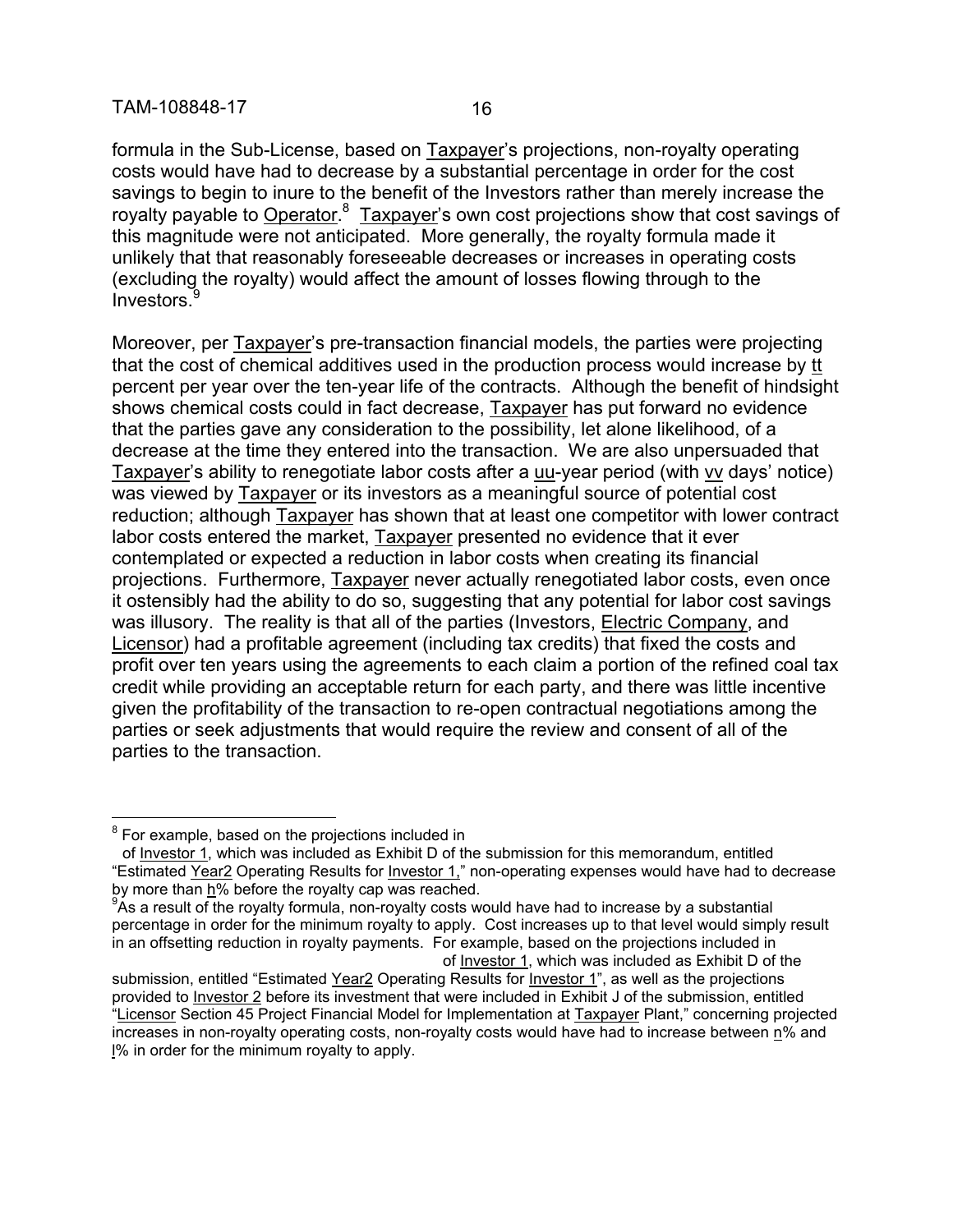formula in the Sub-License, based on Taxpayer's projections, non-royalty operating costs would have had to decrease by a substantial percentage in order for the cost savings to begin to inure to the benefit of the Investors rather than merely increase the royalty payable to Operator.[8] Taxpayer's own cost projections show that cost savings of this magnitude were not anticipated. More generally, the royalty formula made it unlikely that that reasonably foreseeable decreases or increases in operating costs (excluding the royalty) would affect the amount of losses flowing through to the Investors.[9]

Moreover, per Taxpayer's pre-transaction financial models, the parties were projecting that the cost of chemical additives used in the production process would increase by tt percent per year over the ten-year life of the contracts. Although the benefit of hindsight shows chemical costs could in fact decrease, Taxpayer has put forward no evidence that the parties gave any consideration to the possibility, let alone likelihood, of a decrease at the time they entered into the transaction. We are also unpersuaded that Taxpayer's ability to renegotiate labor costs after a uu-year period (with vv days' notice) was viewed by Taxpayer or its investors as a meaningful source of potential cost reduction; although Taxpayer has shown that at least one competitor with lower contract labor costs entered the market, Taxpayer presented no evidence that it ever contemplated or expected a reduction in labor costs when creating its financial projections. Furthermore, Taxpayer never actually renegotiated labor costs, even once it ostensibly had the ability to do so, suggesting that any potential for labor cost savings was illusory. The reality is that all of the parties (Investors, Electric Company, and Licensor) had a profitable agreement (including tax credits) that fixed the costs and profit over ten years using the agreements to each claim a portion of the refined coal tax credit while providing an acceptable return for each party, and there was little incentive given the profitability of the transaction to re-open contractual negotiations among the parties or seek adjustments that would require the review and consent of all of the parties to the transaction.

---

[8] For example, based on the projections included in of Investor 1, which was included as Exhibit D of the submission for this memorandum, entitled "Estimated Year2 Operating Results for Investor 1," non-operating expenses would have had to decrease by more than h% before the royalty cap was reached.

[9] As a result of the royalty formula, non-royalty costs would have had to increase by a substantial percentage in order for the minimum royalty to apply. Cost increases up to that level would simply result in an offsetting reduction in royalty payments. For example, based on the projections included in of Investor 1, which was included as Exhibit D of the submission, entitled "Estimated Year2 Operating Results for Investor 1", as well as the projections provided to Investor 2 before its investment that were included in Exhibit J of the submission, entitled "Licensor Section 45 Project Financial Model for Implementation at Taxpayer Plant," concerning projected increases in non-royalty operating costs, non-royalty costs would have had to increase between n% and l% in order for the minimum royalty to apply.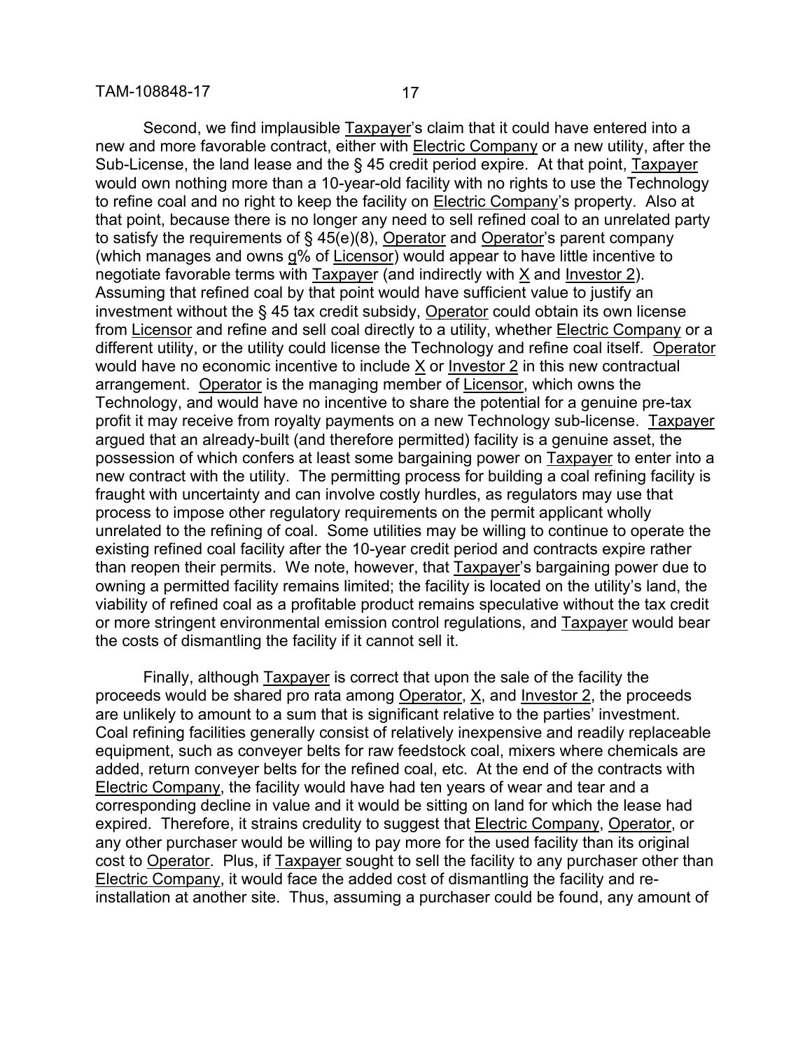Second, we find implausible Taxpayer's claim that it could have entered into a new and more favorable contract, either with Electric Company or a new utility, after the Sub-License, the land lease and the § 45 credit period expire. At that point, Taxpayer would own nothing more than a 10-year-old facility with no rights to use the Technology to refine coal and no right to keep the facility on Electric Company's property. Also at that point, because there is no longer any need to sell refined coal to an unrelated party to satisfy the requirements of § 45(e)(8), Operator and Operator's parent company (which manages and owns g% of Licensor) would appear to have little incentive to negotiate favorable terms with Taxpayer (and indirectly with X and Investor 2). Assuming that refined coal by that point would have sufficient value to justify an investment without the § 45 tax credit subsidy, Operator could obtain its own license from Licensor and refine and sell coal directly to a utility, whether Electric Company or a different utility, or the utility could license the Technology and refine coal itself. Operator would have no economic incentive to include X or Investor 2 in this new contractual arrangement. Operator is the managing member of Licensor, which owns the Technology, and would have no incentive to share the potential for a genuine pre-tax profit it may receive from royalty payments on a new Technology sub-license. Taxpayer argued that an already-built (and therefore permitted) facility is a genuine asset, the possession of which confers at least some bargaining power on Taxpayer to enter into a new contract with the utility. The permitting process for building a coal refining facility is fraught with uncertainty and can involve costly hurdles, as regulators may use that process to impose other regulatory requirements on the permit applicant wholly unrelated to the refining of coal. Some utilities may be willing to continue to operate the existing refined coal facility after the 10-year credit period and contracts expire rather than reopen their permits. We note, however, that Taxpayer's bargaining power due to owning a permitted facility remains limited; the facility is located on the utility's land, the viability of refined coal as a profitable product remains speculative without the tax credit or more stringent environmental emission control regulations, and Taxpayer would bear the costs of dismantling the facility if it cannot sell it.

Finally, although Taxpayer is correct that upon the sale of the facility the proceeds would be shared pro rata among Operator, X, and Investor 2, the proceeds are unlikely to amount to a sum that is significant relative to the parties' investment. Coal refining facilities generally consist of relatively inexpensive and readily replaceable equipment, such as conveyer belts for raw feedstock coal, mixers where chemicals are added, return conveyer belts for the refined coal, etc. At the end of the contracts with Electric Company, the facility would have had ten years of wear and tear and a corresponding decline in value and it would be sitting on land for which the lease had expired. Therefore, it strains credulity to suggest that Electric Company, Operator, or any other purchaser would be willing to pay more for the used facility than its original cost to Operator. Plus, if Taxpayer sought to sell the facility to any purchaser other than Electric Company, it would face the added cost of dismantling the facility and re-installation at another site. Thus, assuming a purchaser could be found, any amount of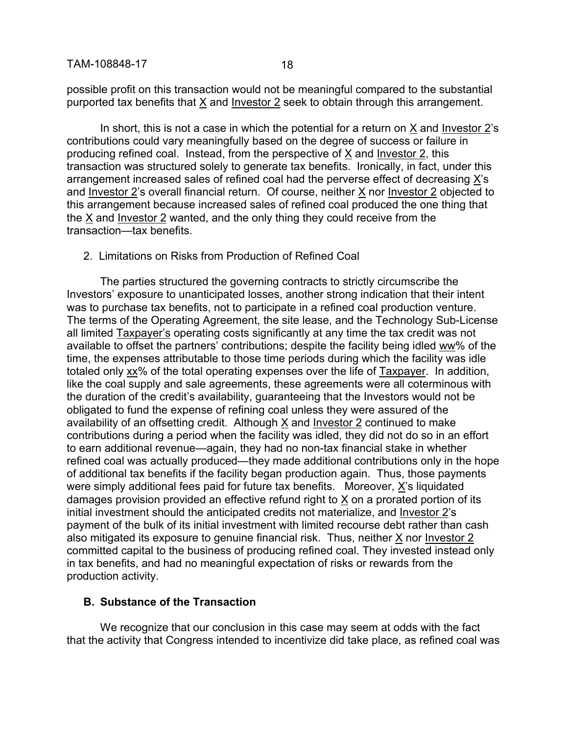possible profit on this transaction would not be meaningful compared to the substantial purported tax benefits that X and Investor 2 seek to obtain through this arrangement.

In short, this is not a case in which the potential for a return on X and Investor 2's contributions could vary meaningfully based on the degree of success or failure in producing refined coal. Instead, from the perspective of X and Investor 2, this transaction was structured solely to generate tax benefits. Ironically, in fact, under this arrangement increased sales of refined coal had the perverse effect of decreasing X's and Investor 2's overall financial return. Of course, neither X nor Investor 2 objected to this arrangement because increased sales of refined coal produced the one thing that the X and Investor 2 wanted, and the only thing they could receive from the transaction—tax benefits.

2. Limitations on Risks from Production of Refined Coal

The parties structured the governing contracts to strictly circumscribe the Investors' exposure to unanticipated losses, another strong indication that their intent was to purchase tax benefits, not to participate in a refined coal production venture. The terms of the Operating Agreement, the site lease, and the Technology Sub-License all limited Taxpayer's operating costs significantly at any time the tax credit was not available to offset the partners' contributions; despite the facility being idled ww% of the time, the expenses attributable to those time periods during which the facility was idle totaled only xx% of the total operating expenses over the life of Taxpayer. In addition, like the coal supply and sale agreements, these agreements were all coterminous with the duration of the credit's availability, guaranteeing that the Investors would not be obligated to fund the expense of refining coal unless they were assured of the availability of an offsetting credit. Although X and Investor 2 continued to make contributions during a period when the facility was idled, they did not do so in an effort to earn additional revenue—again, they had no non-tax financial stake in whether refined coal was actually produced—they made additional contributions only in the hope of additional tax benefits if the facility began production again. Thus, those payments were simply additional fees paid for future tax benefits. Moreover, X's liquidated damages provision provided an effective refund right to X on a prorated portion of its initial investment should the anticipated credits not materialize, and Investor 2's payment of the bulk of its initial investment with limited recourse debt rather than cash also mitigated its exposure to genuine financial risk. Thus, neither X nor Investor 2 committed capital to the business of producing refined coal. They invested instead only in tax benefits, and had no meaningful expectation of risks or rewards from the production activity.

### B. Substance of the Transaction

We recognize that our conclusion in this case may seem at odds with the fact that the activity that Congress intended to incentivize did take place, as refined coal was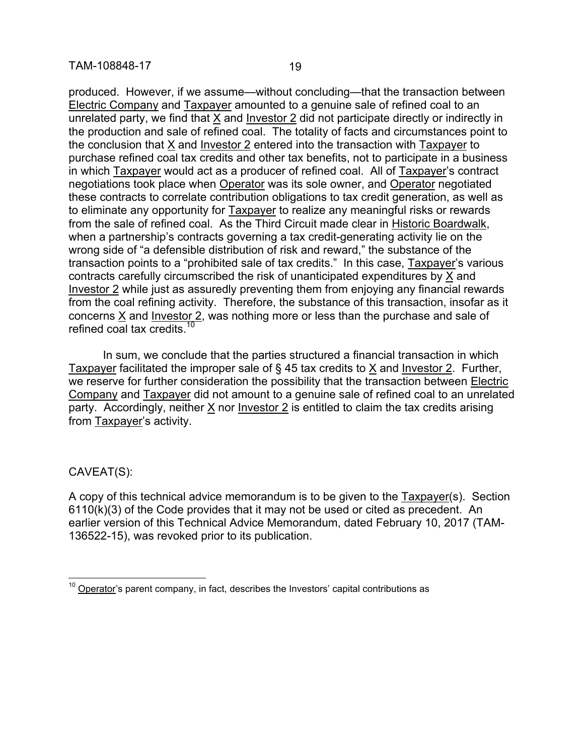produced. However, if we assume—without concluding—that the transaction between Electric Company and Taxpayer amounted to a genuine sale of refined coal to an unrelated party, we find that X and Investor 2 did not participate directly or indirectly in the production and sale of refined coal. The totality of facts and circumstances point to the conclusion that X and Investor 2 entered into the transaction with Taxpayer to purchase refined coal tax credits and other tax benefits, not to participate in a business in which Taxpayer would act as a producer of refined coal. All of Taxpayer's contract negotiations took place when Operator was its sole owner, and Operator negotiated these contracts to correlate contribution obligations to tax credit generation, as well as to eliminate any opportunity for Taxpayer to realize any meaningful risks or rewards from the sale of refined coal. As the Third Circuit made clear in Historic Boardwalk, when a partnership's contracts governing a tax credit-generating activity lie on the wrong side of "a defensible distribution of risk and reward," the substance of the transaction points to a "prohibited sale of tax credits." In this case, Taxpayer's various contracts carefully circumscribed the risk of unanticipated expenditures by X and Investor 2 while just as assuredly preventing them from enjoying any financial rewards from the coal refining activity. Therefore, the substance of this transaction, insofar as it concerns X and Investor 2, was nothing more or less than the purchase and sale of refined coal tax credits.[10]

In sum, we conclude that the parties structured a financial transaction in which Taxpayer facilitated the improper sale of § 45 tax credits to X and Investor 2. Further, we reserve for further consideration the possibility that the transaction between Electric Company and Taxpayer did not amount to a genuine sale of refined coal to an unrelated party. Accordingly, neither X nor Investor 2 is entitled to claim the tax credits arising from Taxpayer's activity.

CAVEAT(S):

A copy of this technical advice memorandum is to be given to the Taxpayer(s). Section 6110(k)(3) of the Code provides that it may not be used or cited as precedent. An earlier version of this Technical Advice Memorandum, dated February 10, 2017 (TAM-136522-15), was revoked prior to its publication.

[10] Operator's parent company, in fact, describes the Investors' capital contributions as